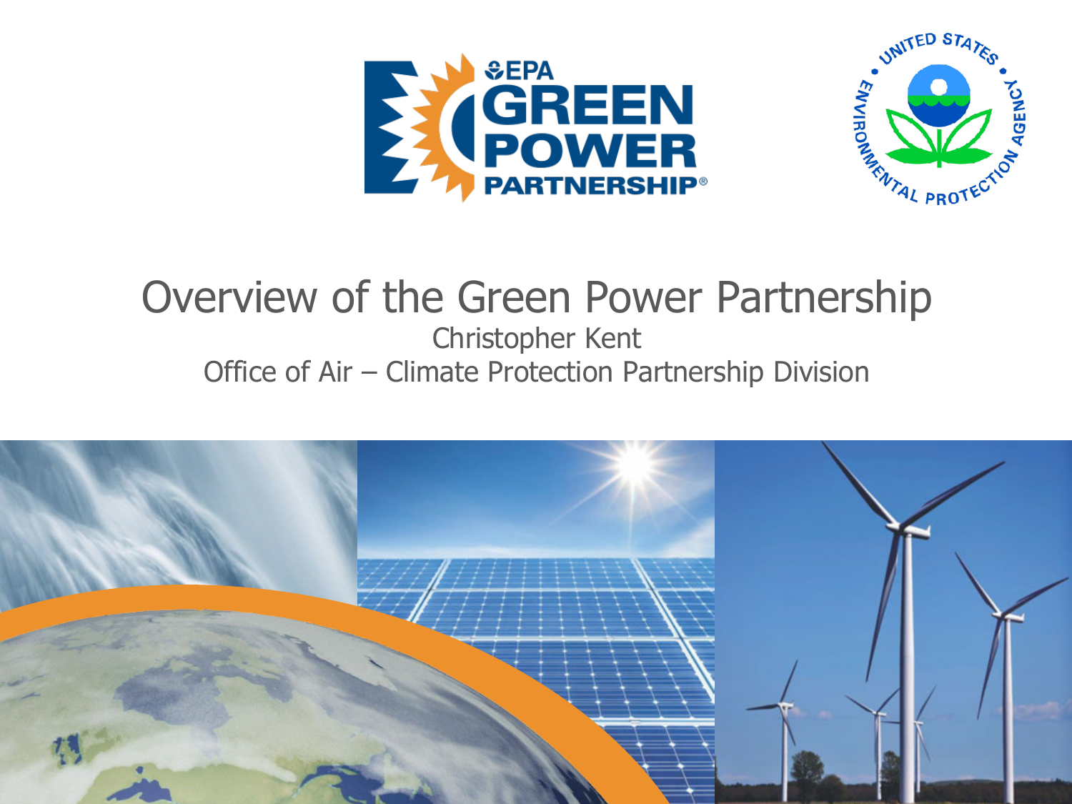# Overview of the Green Power Partnership

Christopher Kent

Office of Air – Climate Protection Partnership Division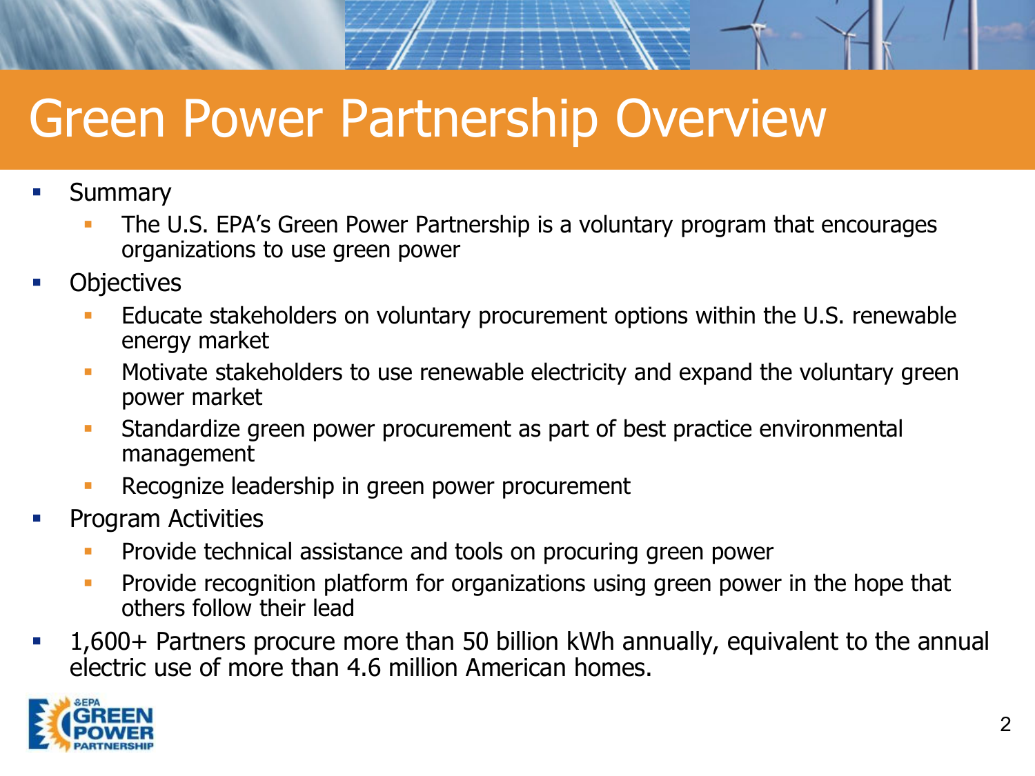# Green Power Partnership Overview

- Summary
  - The U.S. EPA's Green Power Partnership is a voluntary program that encourages organizations to use green power
- Objectives
  - Educate stakeholders on voluntary procurement options within the U.S. renewable energy market
  - Motivate stakeholders to use renewable electricity and expand the voluntary green power market
  - Standardize green power procurement as part of best practice environmental management
  - Recognize leadership in green power procurement
- Program Activities
  - Provide technical assistance and tools on procuring green power
  - Provide recognition platform for organizations using green power in the hope that others follow their lead
- 1,600+ Partners procure more than 50 billion kWh annually, equivalent to the annual electric use of more than 4.6 million American homes.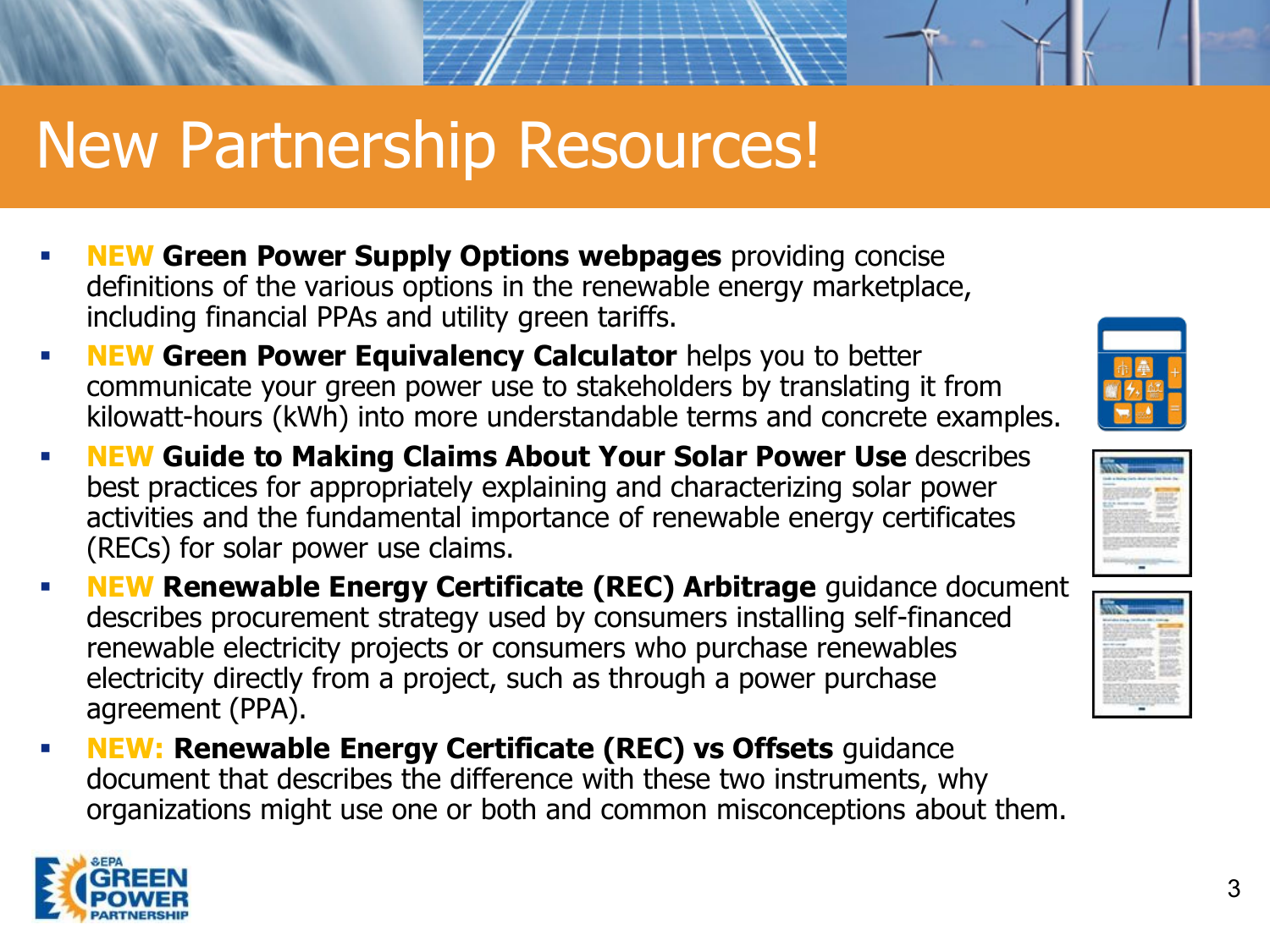# New Partnership Resources!

- **NEW Green Power Supply Options webpages** providing concise definitions of the various options in the renewable energy marketplace, including financial PPAs and utility green tariffs.
- **NEW Green Power Equivalency Calculator** helps you to better communicate your green power use to stakeholders by translating it from kilowatt-hours (kWh) into more understandable terms and concrete examples.
- **NEW Guide to Making Claims About Your Solar Power Use** describes best practices for appropriately explaining and characterizing solar power activities and the fundamental importance of renewable energy certificates (RECs) for solar power use claims.
- **NEW Renewable Energy Certificate (REC) Arbitrage** guidance document describes procurement strategy used by consumers installing self-financed renewable electricity projects or consumers who purchase renewables electricity directly from a project, such as through a power purchase agreement (PPA).
- **NEW: Renewable Energy Certificate (REC) vs Offsets** guidance document that describes the difference with these two instruments, why organizations might use one or both and common misconceptions about them.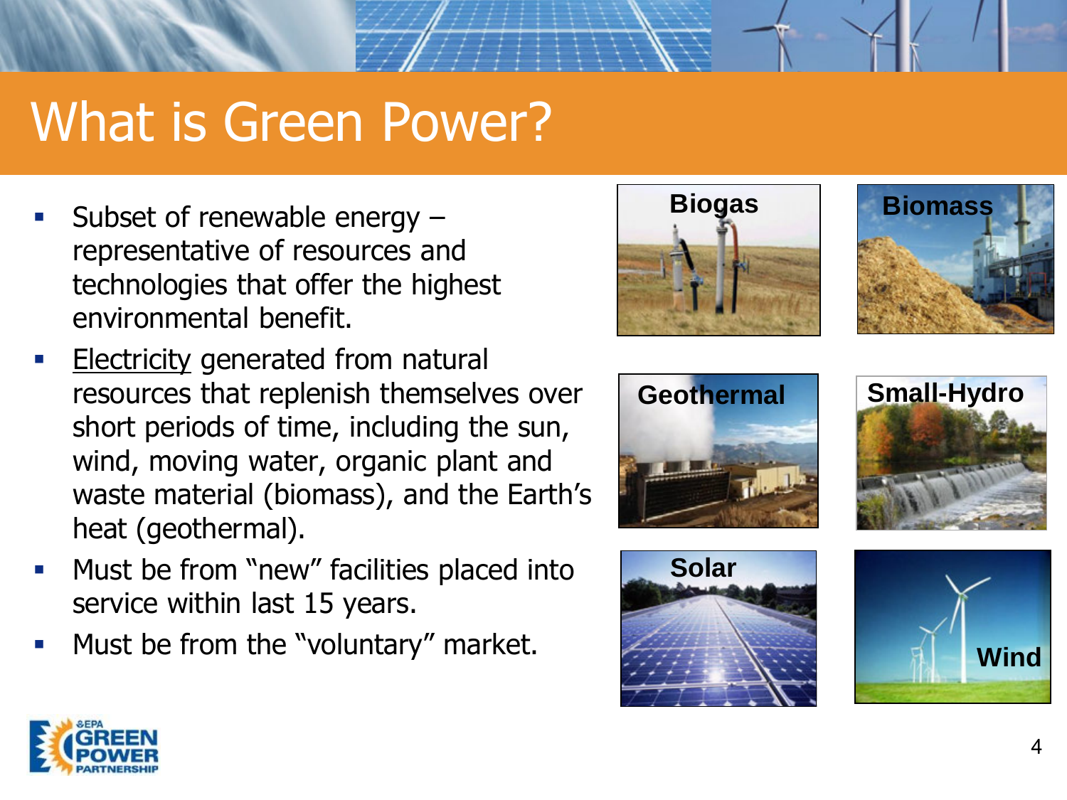# What is Green Power?

- Subset of renewable energy – representative of resources and technologies that offer the highest environmental benefit.
- Electricity generated from natural resources that replenish themselves over short periods of time, including the sun, wind, moving water, organic plant and waste material (biomass), and the Earth's heat (geothermal).
- Must be from "new" facilities placed into service within last 15 years.
- Must be from the "voluntary" market.

Biogas

Biomass

Geothermal

Small-Hydro

Solar

Wind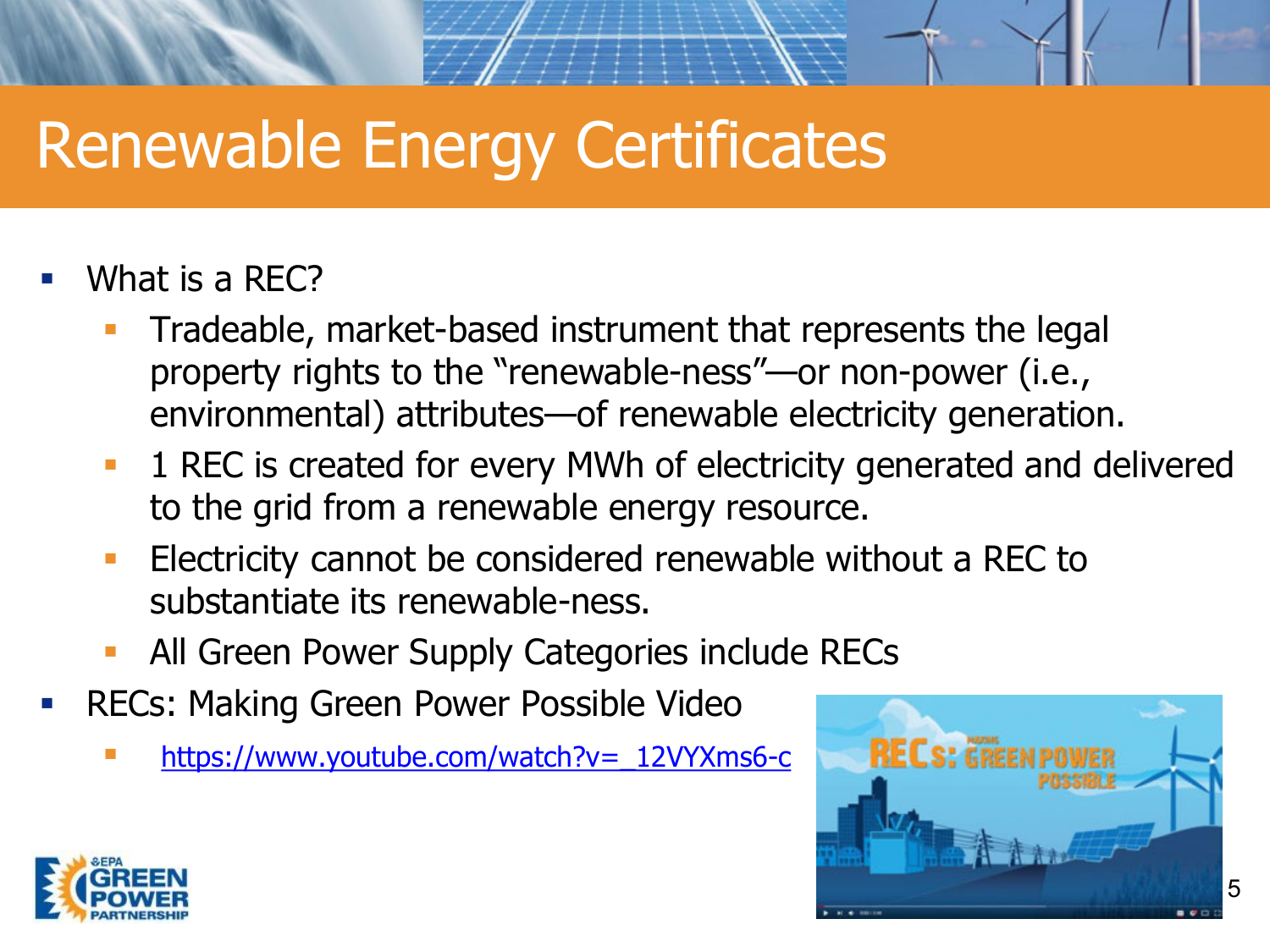# Renewable Energy Certificates

- What is a REC?
  - Tradeable, market-based instrument that represents the legal property rights to the "renewable-ness"—or non-power (i.e., environmental) attributes—of renewable electricity generation.
  - 1 REC is created for every MWh of electricity generated and delivered to the grid from a renewable energy resource.
  - Electricity cannot be considered renewable without a REC to substantiate its renewable-ness.
  - All Green Power Supply Categories include RECs
- RECs: Making Green Power Possible Video
  - https://www.youtube.com/watch?v=_12VYXms6-c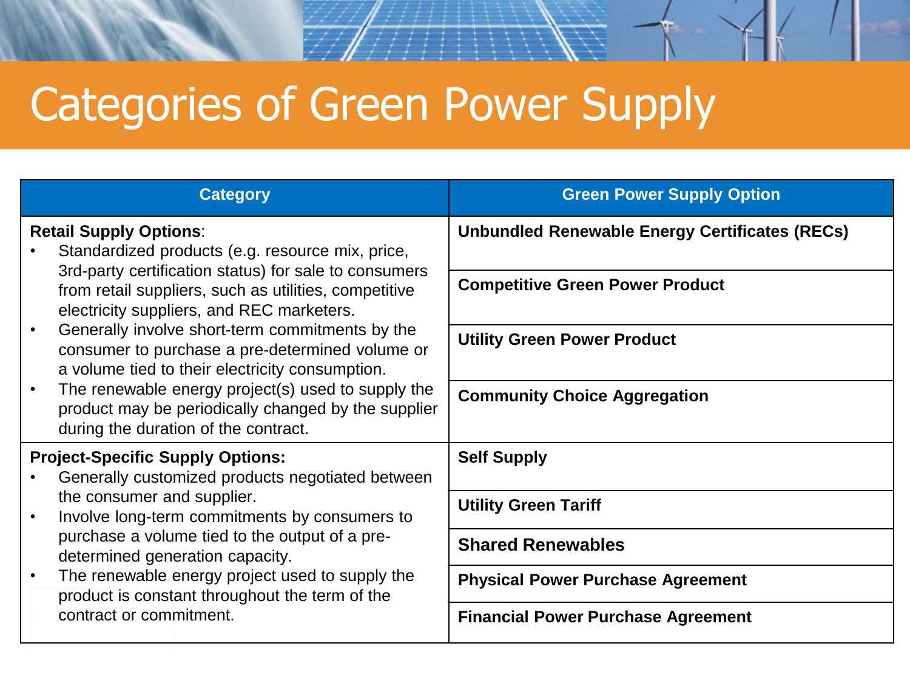# Categories of Green Power Supply

| Category | Green Power Supply Option |
|---|---|
| **Retail Supply Options**:<br>• Standardized products (e.g. resource mix, price, 3rd-party certification status) for sale to consumers from retail suppliers, such as utilities, competitive electricity suppliers, and REC marketers.<br>• Generally involve short-term commitments by the consumer to purchase a pre-determined volume or a volume tied to their electricity consumption.<br>• The renewable energy project(s) used to supply the product may be periodically changed by the supplier during the duration of the contract. | **Unbundled Renewable Energy Certificates (RECs)** |
| | **Competitive Green Power Product** |
| | **Utility Green Power Product** |
| | **Community Choice Aggregation** |
| **Project-Specific Supply Options:**<br>• Generally customized products negotiated between the consumer and supplier.<br>• Involve long-term commitments by consumers to purchase a volume tied to the output of a pre-determined generation capacity.<br>• The renewable energy project used to supply the product is constant throughout the term of the contract or commitment. | **Self Supply** |
| | **Utility Green Tariff** |
| | **Shared Renewables** |
| | **Physical Power Purchase Agreement** |
| | **Financial Power Purchase Agreement** |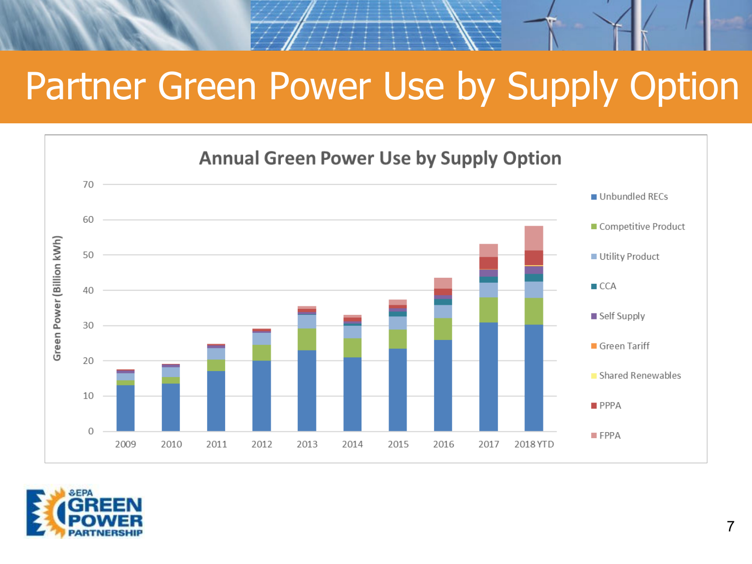# Partner Green Power Use by Supply Option

## Annual Green Power Use by Supply Option

Green Power (Billion kWh)

70
60
50
40
30
20
10
0

2009 2010 2011 2012 2013 2014 2015 2016 2017 2018 YTD

- Unbundled RECs
- Competitive Product
- Utility Product
- CCA
- Self Supply
- Green Tariff
- Shared Renewables
- PPPA
- FPPA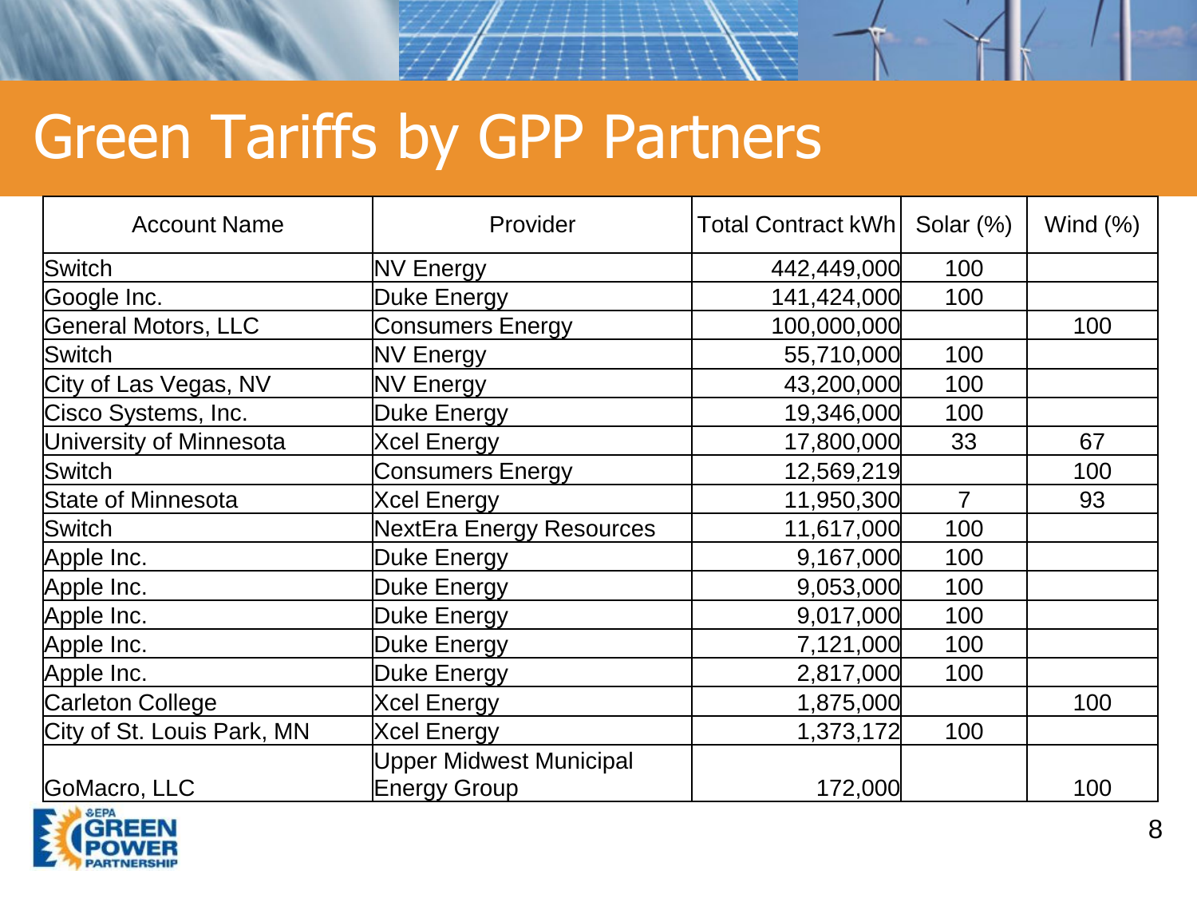# Green Tariffs by GPP Partners

| Account Name | Provider | Total Contract kWh | Solar (%) | Wind (%) |
|---|---|---|---|---|
| Switch | NV Energy | 442,449,000 | 100 | |
| Google Inc. | Duke Energy | 141,424,000 | 100 | |
| General Motors, LLC | Consumers Energy | 100,000,000 | | 100 |
| Switch | NV Energy | 55,710,000 | 100 | |
| City of Las Vegas, NV | NV Energy | 43,200,000 | 100 | |
| Cisco Systems, Inc. | Duke Energy | 19,346,000 | 100 | |
| University of Minnesota | Xcel Energy | 17,800,000 | 33 | 67 |
| Switch | Consumers Energy | 12,569,219 | | 100 |
| State of Minnesota | Xcel Energy | 11,950,300 | 7 | 93 |
| Switch | NextEra Energy Resources | 11,617,000 | 100 | |
| Apple Inc. | Duke Energy | 9,167,000 | 100 | |
| Apple Inc. | Duke Energy | 9,053,000 | 100 | |
| Apple Inc. | Duke Energy | 9,017,000 | 100 | |
| Apple Inc. | Duke Energy | 7,121,000 | 100 | |
| Apple Inc. | Duke Energy | 2,817,000 | 100 | |
| Carleton College | Xcel Energy | 1,875,000 | | 100 |
| City of St. Louis Park, MN | Xcel Energy | 1,373,172 | 100 | |
| GoMacro, LLC | Upper Midwest Municipal Energy Group | 172,000 | | 100 |